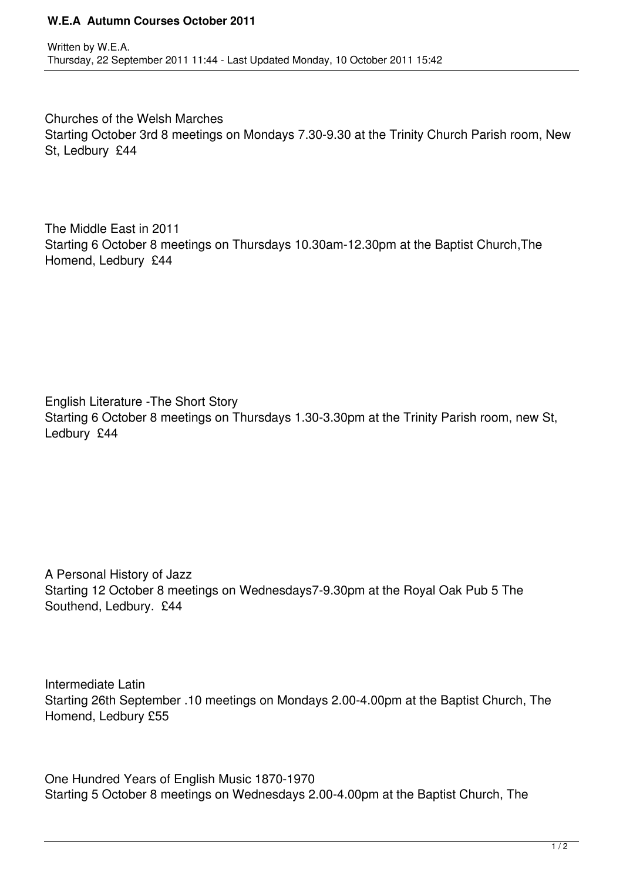# W.E.A Autumn Courses October 2011

Written by W.E.A.
Thursday, 22 September 2011 11:44 - Last Updated Monday, 10 October 2011 15:42

Churches of the Welsh Marches
Starting October 3rd 8 meetings on Mondays 7.30-9.30 at the Trinity Church Parish room, New St, Ledbury £44

The Middle East in 2011
Starting 6 October 8 meetings on Thursdays 10.30am-12.30pm at the Baptist Church,The Homend, Ledbury £44

English Literature -The Short Story
Starting 6 October 8 meetings on Thursdays 1.30-3.30pm at the Trinity Parish room, new St, Ledbury £44

A Personal History of Jazz
Starting 12 October 8 meetings on Wednesdays7-9.30pm at the Royal Oak Pub 5 The Southend, Ledbury. £44

Intermediate Latin
Starting 26th September .10 meetings on Mondays 2.00-4.00pm at the Baptist Church, The Homend, Ledbury £55

One Hundred Years of English Music 1870-1970
Starting 5 October 8 meetings on Wednesdays 2.00-4.00pm at the Baptist Church, The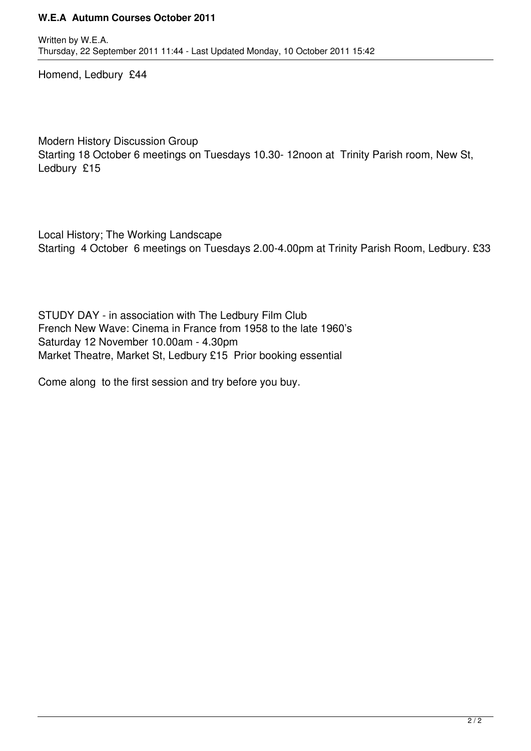Homend, Ledbury  £44

Modern History Discussion Group
Starting 18 October 6 meetings on Tuesdays 10.30- 12noon at  Trinity Parish room, New St, Ledbury  £15

Local History; The Working Landscape
Starting  4 October  6 meetings on Tuesdays 2.00-4.00pm at Trinity Parish Room, Ledbury. £33

STUDY DAY - in association with The Ledbury Film Club
French New Wave: Cinema in France from 1958 to the late 1960's
Saturday 12 November 10.00am - 4.30pm
Market Theatre, Market St, Ledbury £15  Prior booking essential

Come along  to the first session and try before you buy.